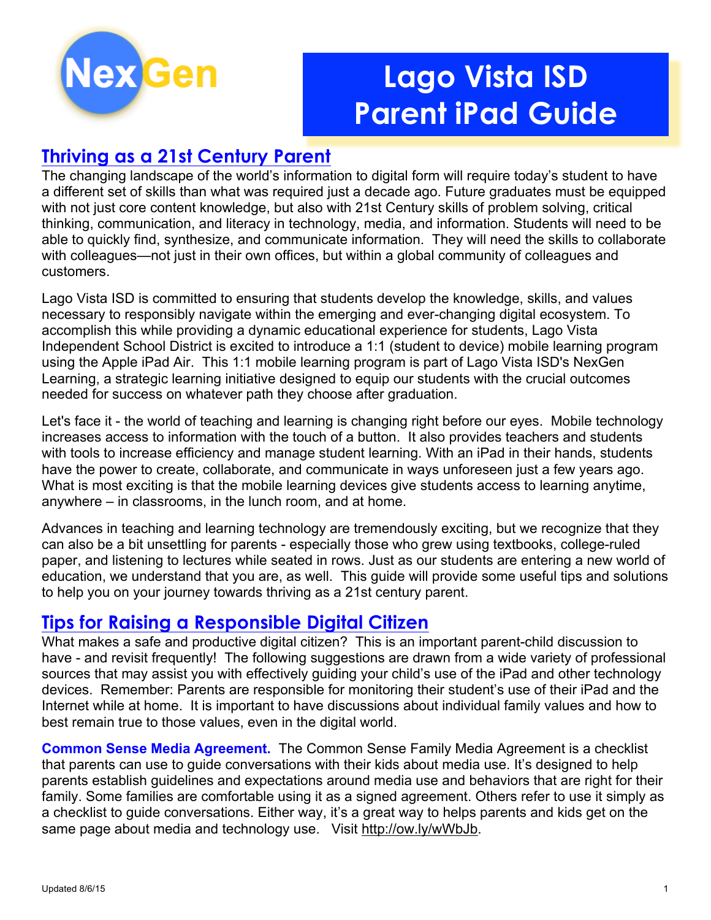NexGen

# Lago Vista ISD Parent iPad Guide

## Thriving as a 21st Century Parent

The changing landscape of the world's information to digital form will require today's student to have a different set of skills than what was required just a decade ago. Future graduates must be equipped with not just core content knowledge, but also with 21st Century skills of problem solving, critical thinking, communication, and literacy in technology, media, and information. Students will need to be able to quickly find, synthesize, and communicate information. They will need the skills to collaborate with colleagues—not just in their own offices, but within a global community of colleagues and customers.

Lago Vista ISD is committed to ensuring that students develop the knowledge, skills, and values necessary to responsibly navigate within the emerging and ever-changing digital ecosystem. To accomplish this while providing a dynamic educational experience for students, Lago Vista Independent School District is excited to introduce a 1:1 (student to device) mobile learning program using the Apple iPad Air. This 1:1 mobile learning program is part of Lago Vista ISD's NexGen Learning, a strategic learning initiative designed to equip our students with the crucial outcomes needed for success on whatever path they choose after graduation.

Let's face it - the world of teaching and learning is changing right before our eyes. Mobile technology increases access to information with the touch of a button. It also provides teachers and students with tools to increase efficiency and manage student learning. With an iPad in their hands, students have the power to create, collaborate, and communicate in ways unforeseen just a few years ago. What is most exciting is that the mobile learning devices give students access to learning anytime, anywhere – in classrooms, in the lunch room, and at home.

Advances in teaching and learning technology are tremendously exciting, but we recognize that they can also be a bit unsettling for parents - especially those who grew using textbooks, college-ruled paper, and listening to lectures while seated in rows. Just as our students are entering a new world of education, we understand that you are, as well. This guide will provide some useful tips and solutions to help you on your journey towards thriving as a 21st century parent.

## Tips for Raising a Responsible Digital Citizen

What makes a safe and productive digital citizen? This is an important parent-child discussion to have - and revisit frequently! The following suggestions are drawn from a wide variety of professional sources that may assist you with effectively guiding your child's use of the iPad and other technology devices. Remember: Parents are responsible for monitoring their student's use of their iPad and the Internet while at home. It is important to have discussions about individual family values and how to best remain true to those values, even in the digital world.

**Common Sense Media Agreement.** The Common Sense Family Media Agreement is a checklist that parents can use to guide conversations with their kids about media use. It's designed to help parents establish guidelines and expectations around media use and behaviors that are right for their family. Some families are comfortable using it as a signed agreement. Others refer to use it simply as a checklist to guide conversations. Either way, it's a great way to helps parents and kids get on the same page about media and technology use. Visit http://ow.ly/wWbJb.

Updated 8/6/15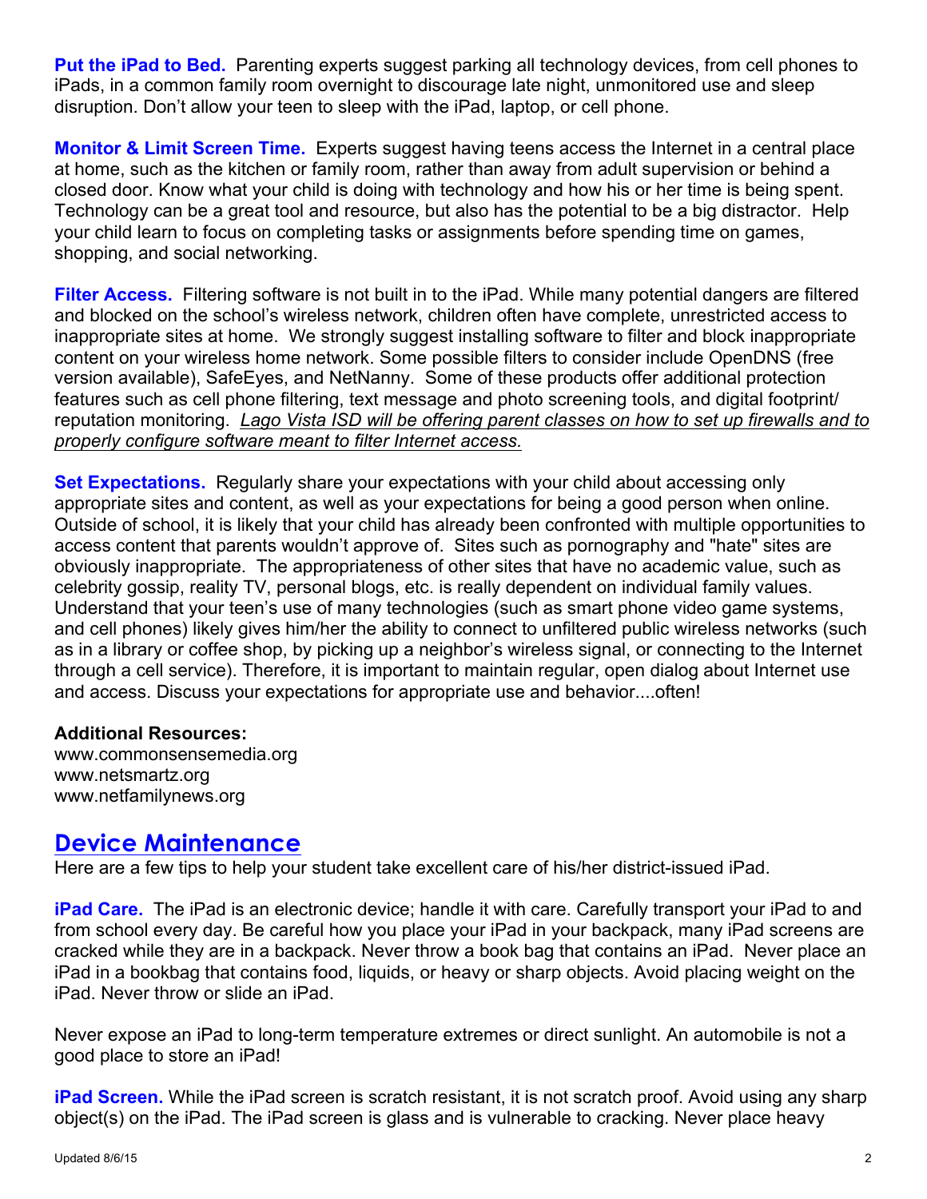**Put the iPad to Bed.** Parenting experts suggest parking all technology devices, from cell phones to iPads, in a common family room overnight to discourage late night, unmonitored use and sleep disruption. Don't allow your teen to sleep with the iPad, laptop, or cell phone.

**Monitor & Limit Screen Time.** Experts suggest having teens access the Internet in a central place at home, such as the kitchen or family room, rather than away from adult supervision or behind a closed door. Know what your child is doing with technology and how his or her time is being spent. Technology can be a great tool and resource, but also has the potential to be a big distractor. Help your child learn to focus on completing tasks or assignments before spending time on games, shopping, and social networking.

**Filter Access.** Filtering software is not built in to the iPad. While many potential dangers are filtered and blocked on the school's wireless network, children often have complete, unrestricted access to inappropriate sites at home. We strongly suggest installing software to filter and block inappropriate content on your wireless home network. Some possible filters to consider include OpenDNS (free version available), SafeEyes, and NetNanny. Some of these products offer additional protection features such as cell phone filtering, text message and photo screening tools, and digital footprint/ reputation monitoring. *Lago Vista ISD will be offering parent classes on how to set up firewalls and to properly configure software meant to filter Internet access.*

**Set Expectations.** Regularly share your expectations with your child about accessing only appropriate sites and content, as well as your expectations for being a good person when online. Outside of school, it is likely that your child has already been confronted with multiple opportunities to access content that parents wouldn't approve of. Sites such as pornography and "hate" sites are obviously inappropriate. The appropriateness of other sites that have no academic value, such as celebrity gossip, reality TV, personal blogs, etc. is really dependent on individual family values. Understand that your teen's use of many technologies (such as smart phone video game systems, and cell phones) likely gives him/her the ability to connect to unfiltered public wireless networks (such as in a library or coffee shop, by picking up a neighbor's wireless signal, or connecting to the Internet through a cell service). Therefore, it is important to maintain regular, open dialog about Internet use and access. Discuss your expectations for appropriate use and behavior....often!

**Additional Resources:**
www.commonsensemedia.org
www.netsmartz.org
www.netfamilynews.org

## Device Maintenance

Here are a few tips to help your student take excellent care of his/her district-issued iPad.

**iPad Care.** The iPad is an electronic device; handle it with care. Carefully transport your iPad to and from school every day. Be careful how you place your iPad in your backpack, many iPad screens are cracked while they are in a backpack. Never throw a book bag that contains an iPad. Never place an iPad in a bookbag that contains food, liquids, or heavy or sharp objects. Avoid placing weight on the iPad. Never throw or slide an iPad.

Never expose an iPad to long-term temperature extremes or direct sunlight. An automobile is not a good place to store an iPad!

**iPad Screen.** While the iPad screen is scratch resistant, it is not scratch proof. Avoid using any sharp object(s) on the iPad. The iPad screen is glass and is vulnerable to cracking. Never place heavy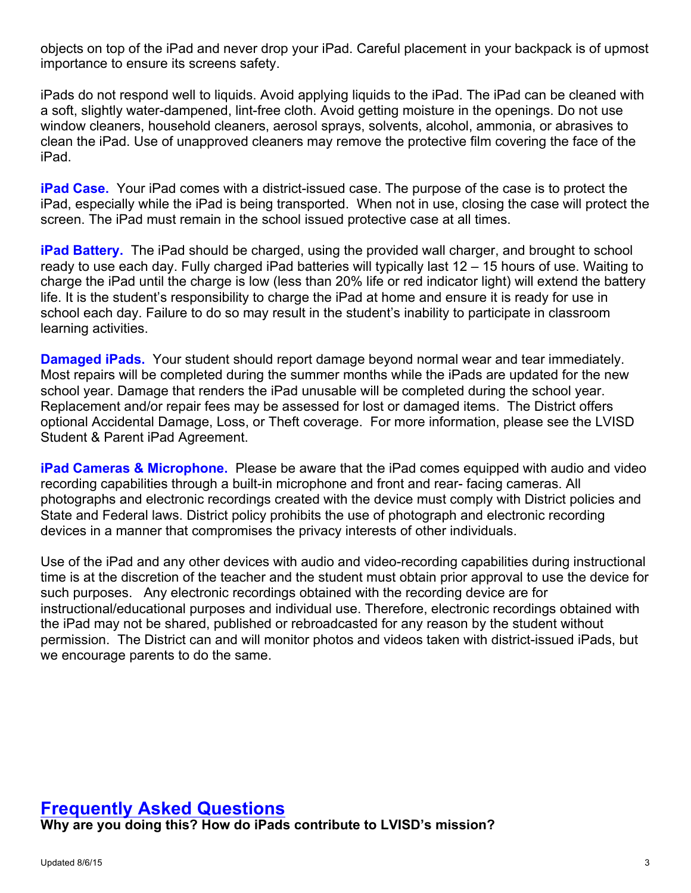objects on top of the iPad and never drop your iPad. Careful placement in your backpack is of upmost importance to ensure its screens safety.

iPads do not respond well to liquids. Avoid applying liquids to the iPad. The iPad can be cleaned with a soft, slightly water-dampened, lint-free cloth. Avoid getting moisture in the openings. Do not use window cleaners, household cleaners, aerosol sprays, solvents, alcohol, ammonia, or abrasives to clean the iPad. Use of unapproved cleaners may remove the protective film covering the face of the iPad.

**iPad Case.** Your iPad comes with a district-issued case. The purpose of the case is to protect the iPad, especially while the iPad is being transported. When not in use, closing the case will protect the screen. The iPad must remain in the school issued protective case at all times.

**iPad Battery.** The iPad should be charged, using the provided wall charger, and brought to school ready to use each day. Fully charged iPad batteries will typically last 12 – 15 hours of use. Waiting to charge the iPad until the charge is low (less than 20% life or red indicator light) will extend the battery life. It is the student's responsibility to charge the iPad at home and ensure it is ready for use in school each day. Failure to do so may result in the student's inability to participate in classroom learning activities.

**Damaged iPads.** Your student should report damage beyond normal wear and tear immediately. Most repairs will be completed during the summer months while the iPads are updated for the new school year. Damage that renders the iPad unusable will be completed during the school year. Replacement and/or repair fees may be assessed for lost or damaged items. The District offers optional Accidental Damage, Loss, or Theft coverage. For more information, please see the LVISD Student & Parent iPad Agreement.

**iPad Cameras & Microphone.** Please be aware that the iPad comes equipped with audio and video recording capabilities through a built-in microphone and front and rear- facing cameras. All photographs and electronic recordings created with the device must comply with District policies and State and Federal laws. District policy prohibits the use of photograph and electronic recording devices in a manner that compromises the privacy interests of other individuals.

Use of the iPad and any other devices with audio and video-recording capabilities during instructional time is at the discretion of the teacher and the student must obtain prior approval to use the device for such purposes. Any electronic recordings obtained with the recording device are for instructional/educational purposes and individual use. Therefore, electronic recordings obtained with the iPad may not be shared, published or rebroadcasted for any reason by the student without permission. The District can and will monitor photos and videos taken with district-issued iPads, but we encourage parents to do the same.

## Frequently Asked Questions

**Why are you doing this? How do iPads contribute to LVISD's mission?**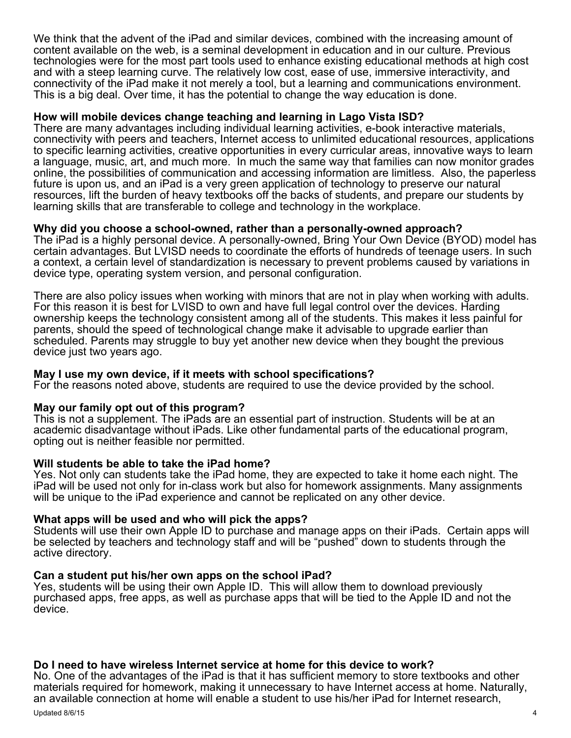We think that the advent of the iPad and similar devices, combined with the increasing amount of content available on the web, is a seminal development in education and in our culture. Previous technologies were for the most part tools used to enhance existing educational methods at high cost and with a steep learning curve. The relatively low cost, ease of use, immersive interactivity, and connectivity of the iPad make it not merely a tool, but a learning and communications environment. This is a big deal. Over time, it has the potential to change the way education is done.

**How will mobile devices change teaching and learning in Lago Vista ISD?**
There are many advantages including individual learning activities, e-book interactive materials, connectivity with peers and teachers, Internet access to unlimited educational resources, applications to specific learning activities, creative opportunities in every curricular areas, innovative ways to learn a language, music, art, and much more. In much the same way that families can now monitor grades online, the possibilities of communication and accessing information are limitless. Also, the paperless future is upon us, and an iPad is a very green application of technology to preserve our natural resources, lift the burden of heavy textbooks off the backs of students, and prepare our students by learning skills that are transferable to college and technology in the workplace.

**Why did you choose a school-owned, rather than a personally-owned approach?**
The iPad is a highly personal device. A personally-owned, Bring Your Own Device (BYOD) model has certain advantages. But LVISD needs to coordinate the efforts of hundreds of teenage users. In such a context, a certain level of standardization is necessary to prevent problems caused by variations in device type, operating system version, and personal configuration.

There are also policy issues when working with minors that are not in play when working with adults. For this reason it is best for LVISD to own and have full legal control over the devices. Harding ownership keeps the technology consistent among all of the students. This makes it less painful for parents, should the speed of technological change make it advisable to upgrade earlier than scheduled. Parents may struggle to buy yet another new device when they bought the previous device just two years ago.

**May I use my own device, if it meets with school specifications?**
For the reasons noted above, students are required to use the device provided by the school.

**May our family opt out of this program?**
This is not a supplement. The iPads are an essential part of instruction. Students will be at an academic disadvantage without iPads. Like other fundamental parts of the educational program, opting out is neither feasible nor permitted.

**Will students be able to take the iPad home?**
Yes. Not only can students take the iPad home, they are expected to take it home each night. The iPad will be used not only for in-class work but also for homework assignments. Many assignments will be unique to the iPad experience and cannot be replicated on any other device.

**What apps will be used and who will pick the apps?**
Students will use their own Apple ID to purchase and manage apps on their iPads. Certain apps will be selected by teachers and technology staff and will be "pushed" down to students through the active directory.

**Can a student put his/her own apps on the school iPad?**
Yes, students will be using their own Apple ID. This will allow them to download previously purchased apps, free apps, as well as purchase apps that will be tied to the Apple ID and not the device.

**Do I need to have wireless Internet service at home for this device to work?**
No. One of the advantages of the iPad is that it has sufficient memory to store textbooks and other materials required for homework, making it unnecessary to have Internet access at home. Naturally, an available connection at home will enable a student to use his/her iPad for Internet research,

Updated 8/6/15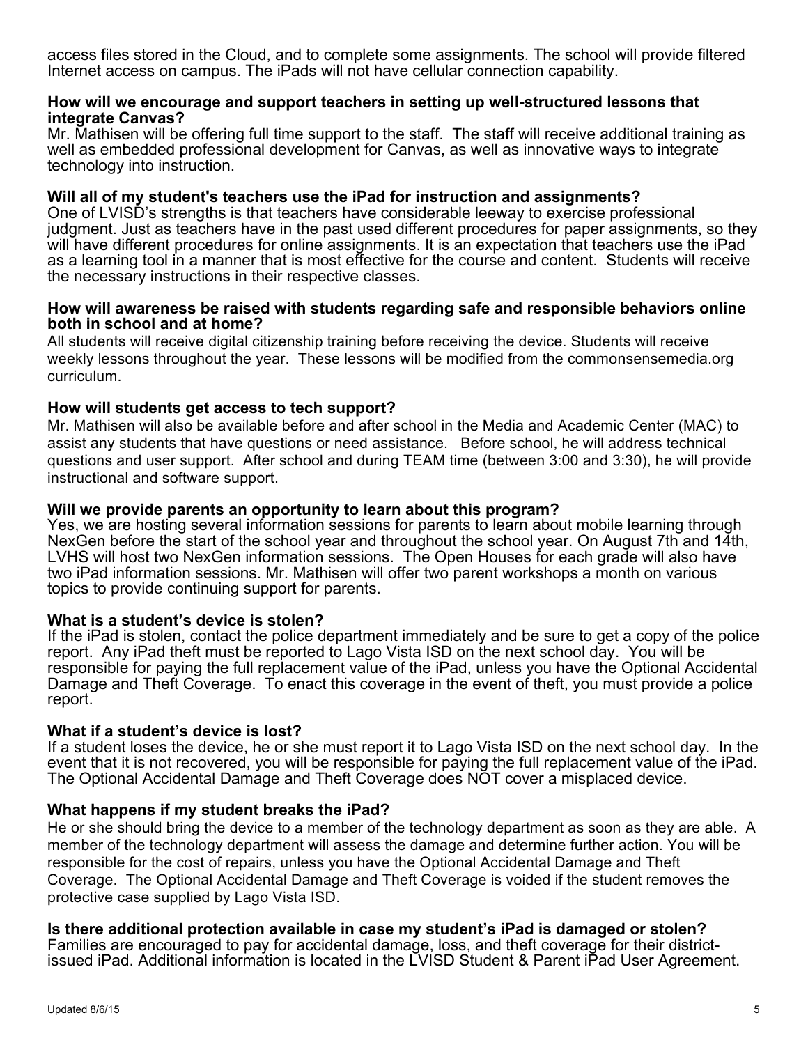access files stored in the Cloud, and to complete some assignments. The school will provide filtered Internet access on campus. The iPads will not have cellular connection capability.

**How will we encourage and support teachers in setting up well-structured lessons that integrate Canvas?**
Mr. Mathisen will be offering full time support to the staff. The staff will receive additional training as well as embedded professional development for Canvas, as well as innovative ways to integrate technology into instruction.

**Will all of my student's teachers use the iPad for instruction and assignments?**
One of LVISD's strengths is that teachers have considerable leeway to exercise professional judgment. Just as teachers have in the past used different procedures for paper assignments, so they will have different procedures for online assignments. It is an expectation that teachers use the iPad as a learning tool in a manner that is most effective for the course and content. Students will receive the necessary instructions in their respective classes.

**How will awareness be raised with students regarding safe and responsible behaviors online both in school and at home?**
All students will receive digital citizenship training before receiving the device. Students will receive weekly lessons throughout the year. These lessons will be modified from the commonsensemedia.org curriculum.

**How will students get access to tech support?**
Mr. Mathisen will also be available before and after school in the Media and Academic Center (MAC) to assist any students that have questions or need assistance. Before school, he will address technical questions and user support. After school and during TEAM time (between 3:00 and 3:30), he will provide instructional and software support.

**Will we provide parents an opportunity to learn about this program?**
Yes, we are hosting several information sessions for parents to learn about mobile learning through NexGen before the start of the school year and throughout the school year. On August 7th and 14th, LVHS will host two NexGen information sessions. The Open Houses for each grade will also have two iPad information sessions. Mr. Mathisen will offer two parent workshops a month on various topics to provide continuing support for parents.

**What is a student's device is stolen?**
If the iPad is stolen, contact the police department immediately and be sure to get a copy of the police report. Any iPad theft must be reported to Lago Vista ISD on the next school day. You will be responsible for paying the full replacement value of the iPad, unless you have the Optional Accidental Damage and Theft Coverage. To enact this coverage in the event of theft, you must provide a police report.

**What if a student's device is lost?**
If a student loses the device, he or she must report it to Lago Vista ISD on the next school day. In the event that it is not recovered, you will be responsible for paying the full replacement value of the iPad. The Optional Accidental Damage and Theft Coverage does NOT cover a misplaced device.

**What happens if my student breaks the iPad?**
He or she should bring the device to a member of the technology department as soon as they are able. A member of the technology department will assess the damage and determine further action. You will be responsible for the cost of repairs, unless you have the Optional Accidental Damage and Theft Coverage. The Optional Accidental Damage and Theft Coverage is voided if the student removes the protective case supplied by Lago Vista ISD.

**Is there additional protection available in case my student's iPad is damaged or stolen?**
Families are encouraged to pay for accidental damage, loss, and theft coverage for their district-issued iPad. Additional information is located in the LVISD Student & Parent iPad User Agreement.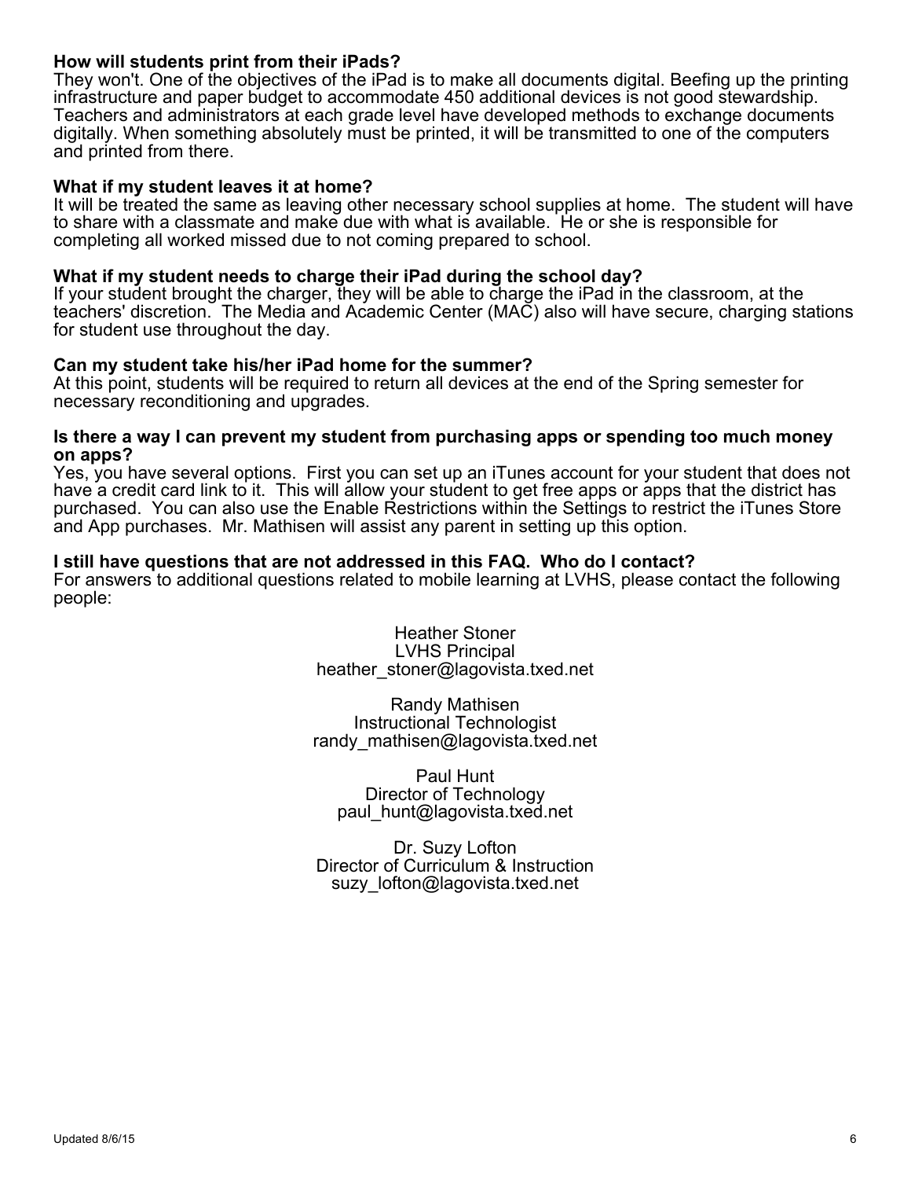**How will students print from their iPads?**
They won't. One of the objectives of the iPad is to make all documents digital. Beefing up the printing infrastructure and paper budget to accommodate 450 additional devices is not good stewardship. Teachers and administrators at each grade level have developed methods to exchange documents digitally. When something absolutely must be printed, it will be transmitted to one of the computers and printed from there.

**What if my student leaves it at home?**
It will be treated the same as leaving other necessary school supplies at home. The student will have to share with a classmate and make due with what is available. He or she is responsible for completing all worked missed due to not coming prepared to school.

**What if my student needs to charge their iPad during the school day?**
If your student brought the charger, they will be able to charge the iPad in the classroom, at the teachers' discretion. The Media and Academic Center (MAC) also will have secure, charging stations for student use throughout the day.

**Can my student take his/her iPad home for the summer?**
At this point, students will be required to return all devices at the end of the Spring semester for necessary reconditioning and upgrades.

**Is there a way I can prevent my student from purchasing apps or spending too much money on apps?**
Yes, you have several options. First you can set up an iTunes account for your student that does not have a credit card link to it. This will allow your student to get free apps or apps that the district has purchased. You can also use the Enable Restrictions within the Settings to restrict the iTunes Store and App purchases. Mr. Mathisen will assist any parent in setting up this option.

**I still have questions that are not addressed in this FAQ. Who do I contact?**
For answers to additional questions related to mobile learning at LVHS, please contact the following people:

Heather Stoner
LVHS Principal
heather_stoner@lagovista.txed.net

Randy Mathisen
Instructional Technologist
randy_mathisen@lagovista.txed.net

Paul Hunt
Director of Technology
paul_hunt@lagovista.txed.net

Dr. Suzy Lofton
Director of Curriculum & Instruction
suzy_lofton@lagovista.txed.net

Updated 8/6/15